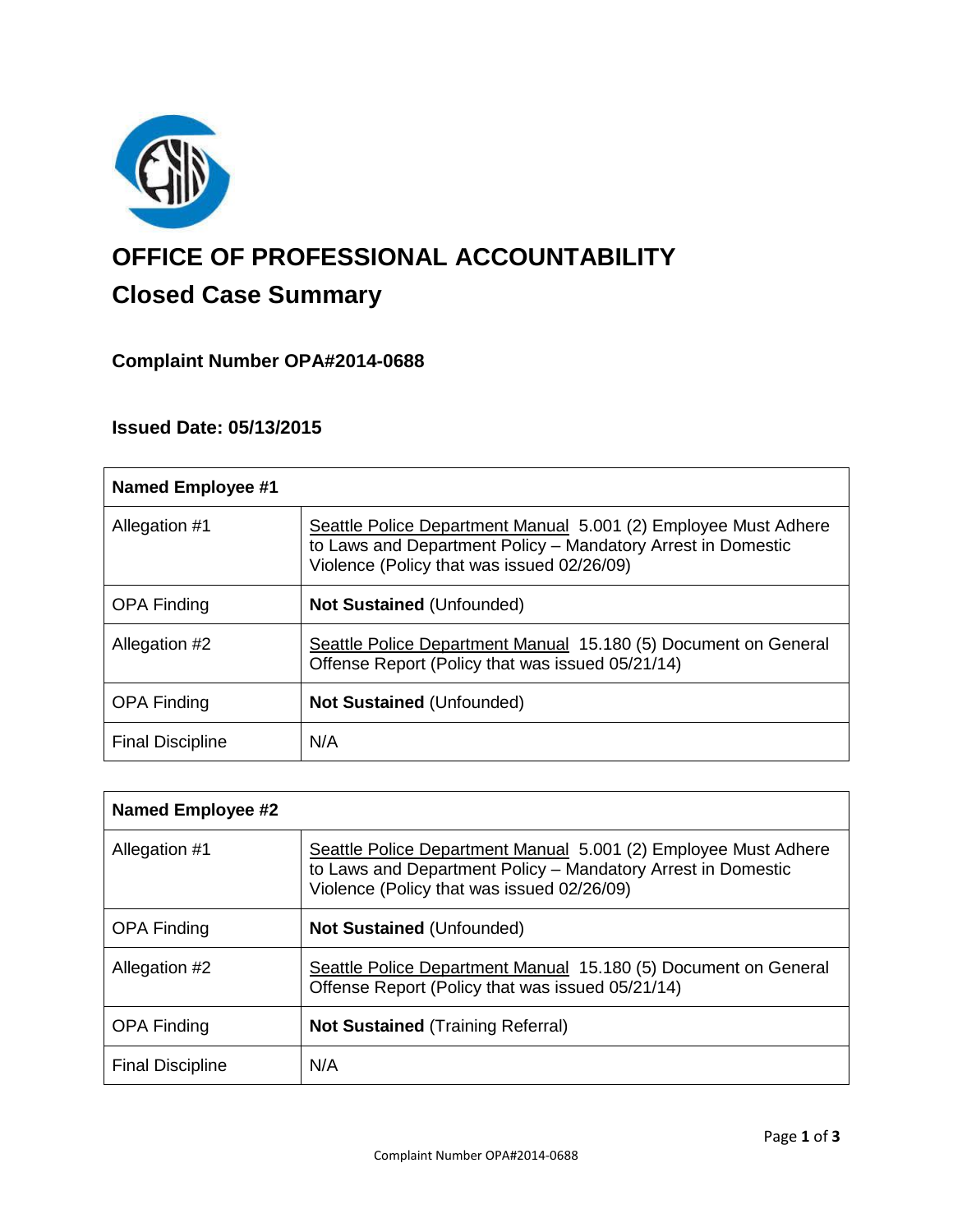# OFFICE OF PROFESSIONAL ACCOUNTABILITY

## Closed Case Summary

### Complaint Number OPA#2014-0688

### Issued Date: 05/13/2015

| Named Employee #1 | |
|---|---|
| Allegation #1 | Seattle Police Department Manual 5.001 (2) Employee Must Adhere to Laws and Department Policy – Mandatory Arrest in Domestic Violence (Policy that was issued 02/26/09) |
| OPA Finding | **Not Sustained** (Unfounded) |
| Allegation #2 | Seattle Police Department Manual 15.180 (5) Document on General Offense Report (Policy that was issued 05/21/14) |
| OPA Finding | **Not Sustained** (Unfounded) |
| Final Discipline | N/A |

| Named Employee #2 | |
|---|---|
| Allegation #1 | Seattle Police Department Manual 5.001 (2) Employee Must Adhere to Laws and Department Policy – Mandatory Arrest in Domestic Violence (Policy that was issued 02/26/09) |
| OPA Finding | **Not Sustained** (Unfounded) |
| Allegation #2 | Seattle Police Department Manual 15.180 (5) Document on General Offense Report (Policy that was issued 05/21/14) |
| OPA Finding | **Not Sustained** (Training Referral) |
| Final Discipline | N/A |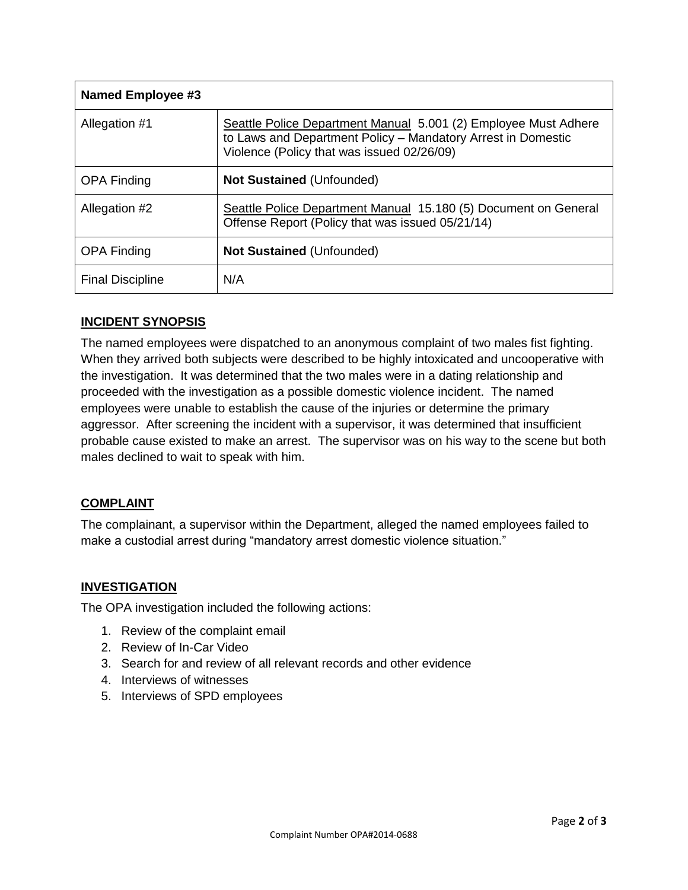| **Named Employee #3** | |
| --- | --- |
| Allegation #1 | Seattle Police Department Manual 5.001 (2) Employee Must Adhere to Laws and Department Policy – Mandatory Arrest in Domestic Violence (Policy that was issued 02/26/09) |
| OPA Finding | **Not Sustained** (Unfounded) |
| Allegation #2 | Seattle Police Department Manual 15.180 (5) Document on General Offense Report (Policy that was issued 05/21/14) |
| OPA Finding | **Not Sustained** (Unfounded) |
| Final Discipline | N/A |

## INCIDENT SYNOPSIS

The named employees were dispatched to an anonymous complaint of two males fist fighting. When they arrived both subjects were described to be highly intoxicated and uncooperative with the investigation. It was determined that the two males were in a dating relationship and proceeded with the investigation as a possible domestic violence incident. The named employees were unable to establish the cause of the injuries or determine the primary aggressor. After screening the incident with a supervisor, it was determined that insufficient probable cause existed to make an arrest. The supervisor was on his way to the scene but both males declined to wait to speak with him.

## COMPLAINT

The complainant, a supervisor within the Department, alleged the named employees failed to make a custodial arrest during "mandatory arrest domestic violence situation."

## INVESTIGATION

The OPA investigation included the following actions:

1. Review of the complaint email
2. Review of In-Car Video
3. Search for and review of all relevant records and other evidence
4. Interviews of witnesses
5. Interviews of SPD employees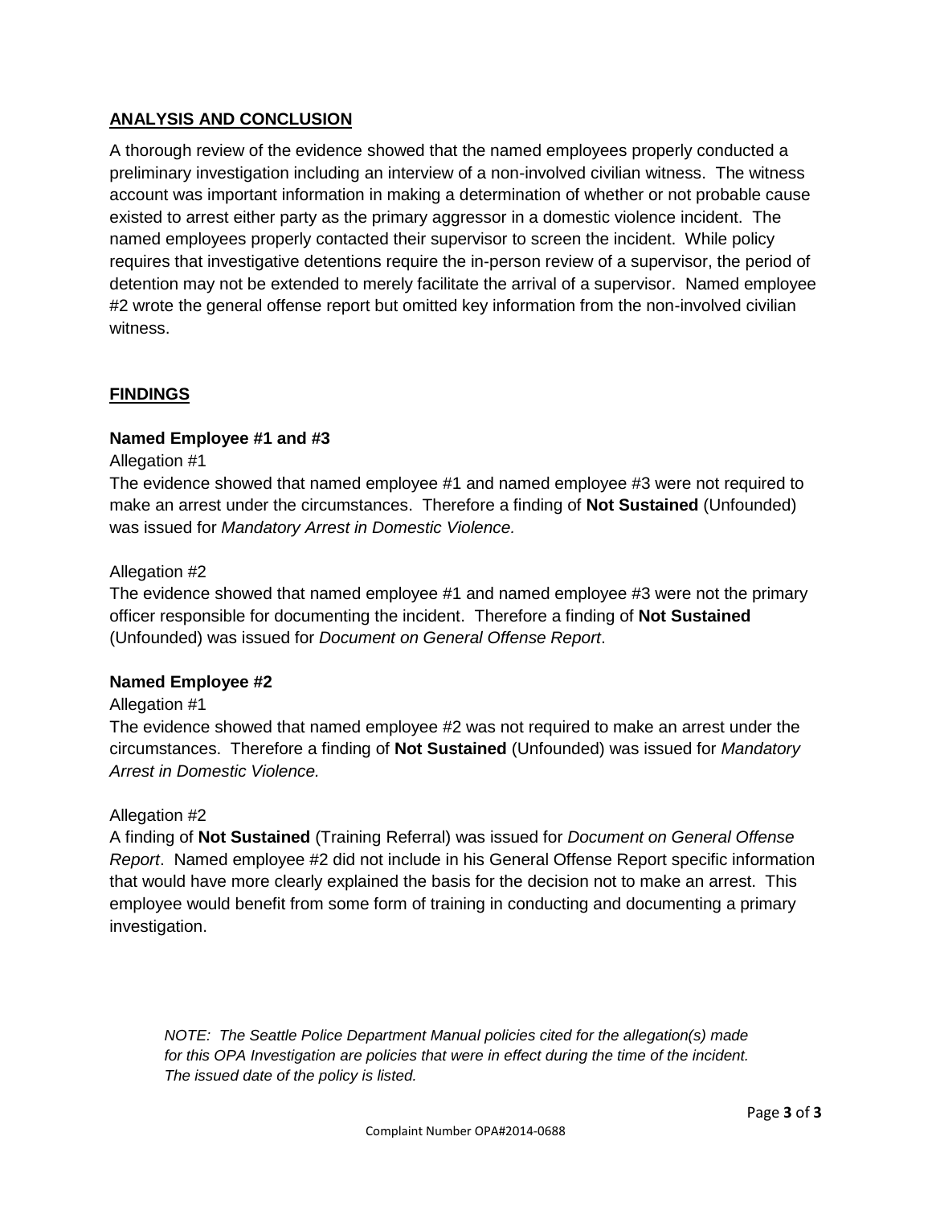## ANALYSIS AND CONCLUSION

A thorough review of the evidence showed that the named employees properly conducted a preliminary investigation including an interview of a non-involved civilian witness. The witness account was important information in making a determination of whether or not probable cause existed to arrest either party as the primary aggressor in a domestic violence incident. The named employees properly contacted their supervisor to screen the incident. While policy requires that investigative detentions require the in-person review of a supervisor, the period of detention may not be extended to merely facilitate the arrival of a supervisor. Named employee #2 wrote the general offense report but omitted key information from the non-involved civilian witness.

## FINDINGS

### Named Employee #1 and #3

Allegation #1

The evidence showed that named employee #1 and named employee #3 were not required to make an arrest under the circumstances. Therefore a finding of **Not Sustained** (Unfounded) was issued for *Mandatory Arrest in Domestic Violence.*

Allegation #2

The evidence showed that named employee #1 and named employee #3 were not the primary officer responsible for documenting the incident. Therefore a finding of **Not Sustained** (Unfounded) was issued for *Document on General Offense Report*.

### Named Employee #2

Allegation #1

The evidence showed that named employee #2 was not required to make an arrest under the circumstances. Therefore a finding of **Not Sustained** (Unfounded) was issued for *Mandatory Arrest in Domestic Violence.*

Allegation #2

A finding of **Not Sustained** (Training Referral) was issued for *Document on General Offense Report*. Named employee #2 did not include in his General Offense Report specific information that would have more clearly explained the basis for the decision not to make an arrest. This employee would benefit from some form of training in conducting and documenting a primary investigation.

*NOTE: The Seattle Police Department Manual policies cited for the allegation(s) made for this OPA Investigation are policies that were in effect during the time of the incident. The issued date of the policy is listed.*

Complaint Number OPA#2014-0688